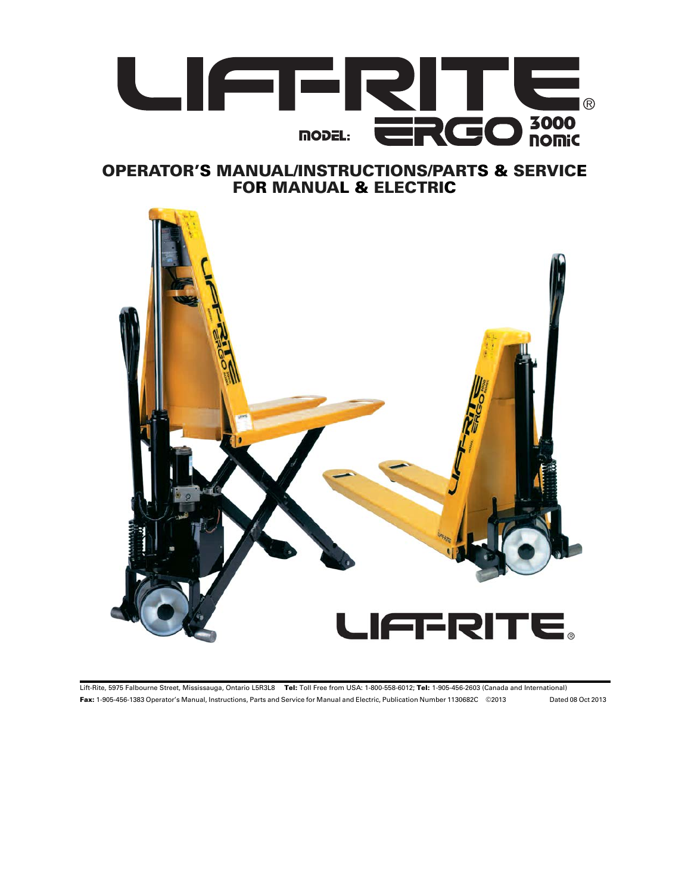# LIFT-RITE®

**MODEL: ERGO 3000 nomic**

## OPERATOR'S MANUAL/INSTRUCTIONS/PARTS & SERVICE FOR MANUAL & ELECTRIC

LIFT-RITE®

Lift-Rite, 5975 Falbourne Street, Mississauga, Ontario L5R3L8 **Tel:** Toll Free from USA: 1-800-558-6012; **Tel:** 1-905-456-2603 (Canada and International)
**Fax:** 1-905-456-1383 Operator's Manual, Instructions, Parts and Service for Manual and Electric, Publication Number 1130682C ©2013 Dated 08 Oct 2013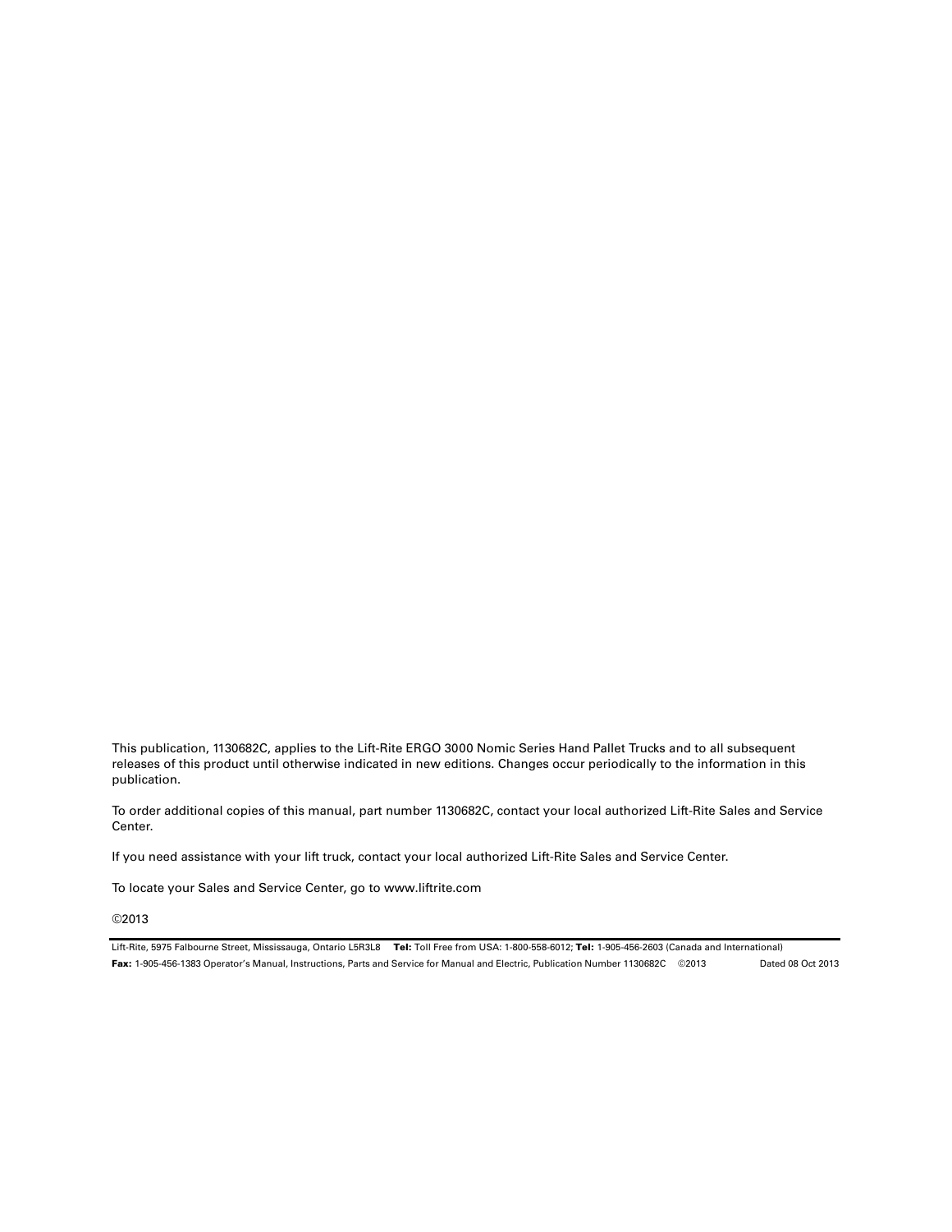This publication, 1130682C, applies to the Lift-Rite ERGO 3000 Nomic Series Hand Pallet Trucks and to all subsequent releases of this product until otherwise indicated in new editions. Changes occur periodically to the information in this publication.

To order additional copies of this manual, part number 1130682C, contact your local authorized Lift-Rite Sales and Service Center.

If you need assistance with your lift truck, contact your local authorized Lift-Rite Sales and Service Center.

To locate your Sales and Service Center, go to www.liftrite.com

©2013

Lift-Rite, 5975 Falbourne Street, Mississauga, Ontario L5R3L8 **Tel:** Toll Free from USA: 1-800-558-6012; **Tel:** 1-905-456-2603 (Canada and International)
**Fax:** 1-905-456-1383 Operator's Manual, Instructions, Parts and Service for Manual and Electric, Publication Number 1130682C ©2013 Dated 08 Oct 2013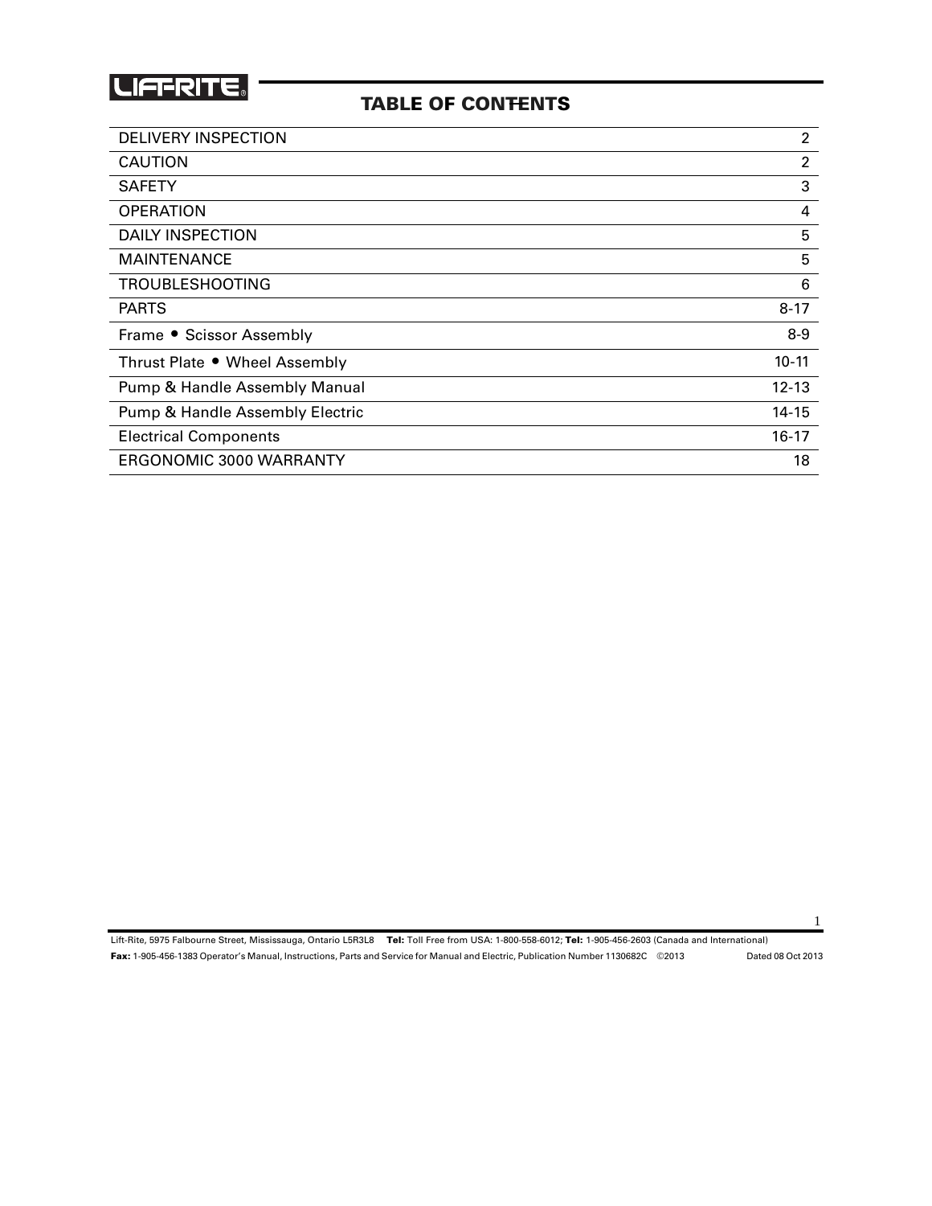# TABLE OF CONTENTS

| | |
|---|---|
| DELIVERY INSPECTION | 2 |
| CAUTION | 2 |
| SAFETY | 3 |
| OPERATION | 4 |
| DAILY INSPECTION | 5 |
| MAINTENANCE | 5 |
| TROUBLESHOOTING | 6 |
| PARTS | 8-17 |
| Frame • Scissor Assembly | 8-9 |
| Thrust Plate • Wheel Assembly | 10-11 |
| Pump & Handle Assembly Manual | 12-13 |
| Pump & Handle Assembly Electric | 14-15 |
| Electrical Components | 16-17 |
| ERGONOMIC 3000 WARRANTY | 18 |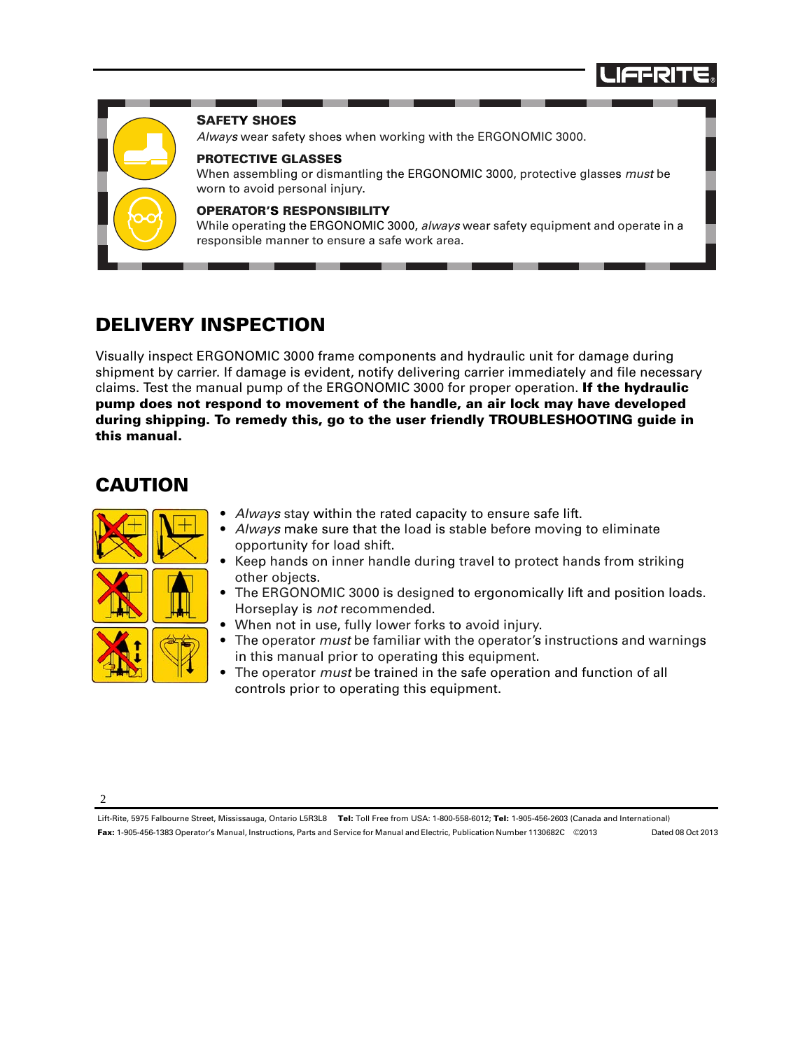### SAFETY SHOES

*Always* wear safety shoes when working with the ERGONOMIC 3000.

### PROTECTIVE GLASSES

When assembling or dismantling the ERGONOMIC 3000, protective glasses *must* be worn to avoid personal injury.

### OPERATOR'S RESPONSIBILITY

While operating the ERGONOMIC 3000, *always* wear safety equipment and operate in a responsible manner to ensure a safe work area.

## DELIVERY INSPECTION

Visually inspect ERGONOMIC 3000 frame components and hydraulic unit for damage during shipment by carrier. If damage is evident, notify delivering carrier immediately and file necessary claims. Test the manual pump of the ERGONOMIC 3000 for proper operation. **If the hydraulic pump does not respond to movement of the handle, an air lock may have developed during shipping. To remedy this, go to the user friendly TROUBLESHOOTING guide in this manual.**

## CAUTION

- *Always* stay within the rated capacity to ensure safe lift.
- *Always* make sure that the load is stable before moving to eliminate opportunity for load shift.
- Keep hands on inner handle during travel to protect hands from striking other objects.
- The ERGONOMIC 3000 is designed to ergonomically lift and position loads. Horseplay is *not* recommended.
- When not in use, fully lower forks to avoid injury.
- The operator *must* be familiar with the operator's instructions and warnings in this manual prior to operating this equipment.
- The operator *must* be trained in the safe operation and function of all controls prior to operating this equipment.

Lift-Rite, 5975 Falbourne Street, Mississauga, Ontario L5R3L8 **Tel:** Toll Free from USA: 1-800-558-6012; **Tel:** 1-905-456-2603 (Canada and International)
**Fax:** 1-905-456-1383 Operator's Manual, Instructions, Parts and Service for Manual and Electric, Publication Number 1130682C ©2013 Dated 08 Oct 2013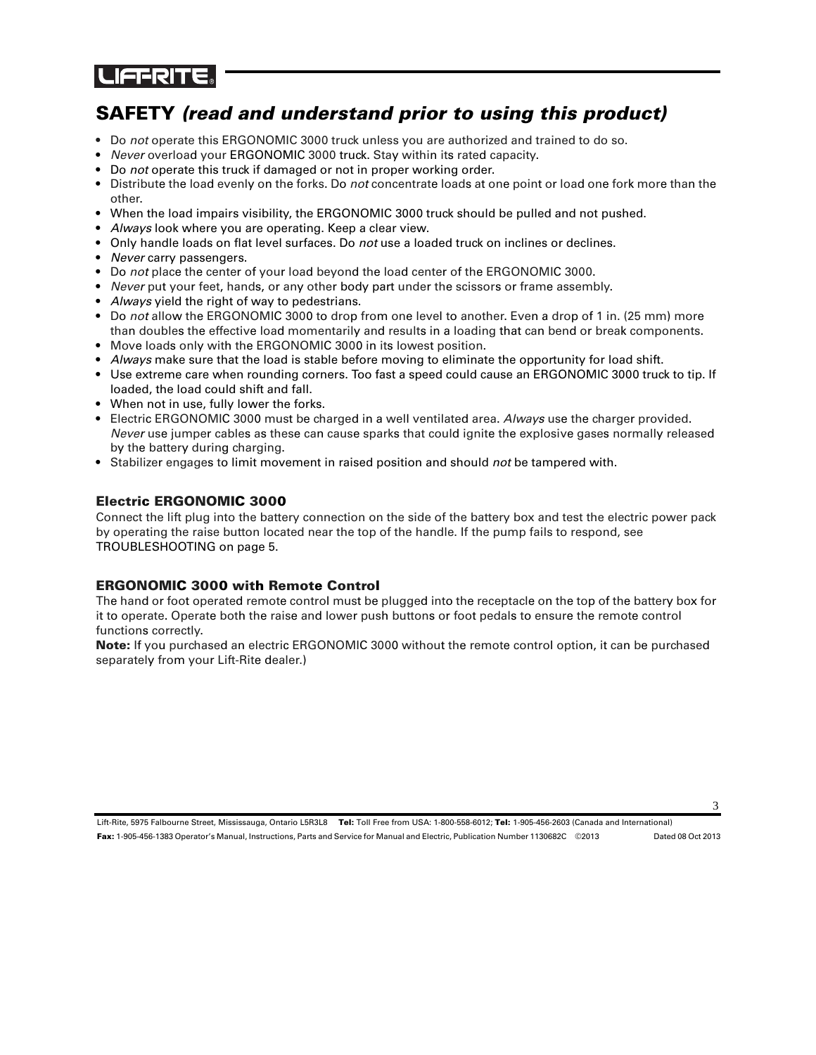## SAFETY *(read and understand prior to using this product)*

- Do *not* operate this ERGONOMIC 3000 truck unless you are authorized and trained to do so.
- *Never* overload your ERGONOMIC 3000 truck. Stay within its rated capacity.
- Do *not* operate this truck if damaged or not in proper working order.
- Distribute the load evenly on the forks. Do *not* concentrate loads at one point or load one fork more than the other.
- When the load impairs visibility, the ERGONOMIC 3000 truck should be pulled and not pushed.
- *Always* look where you are operating. Keep a clear view.
- Only handle loads on flat level surfaces. Do *not* use a loaded truck on inclines or declines.
- *Never* carry passengers.
- Do *not* place the center of your load beyond the load center of the ERGONOMIC 3000.
- *Never* put your feet, hands, or any other body part under the scissors or frame assembly.
- *Always* yield the right of way to pedestrians.
- Do *not* allow the ERGONOMIC 3000 to drop from one level to another. Even a drop of 1 in. (25 mm) more than doubles the effective load momentarily and results in a loading that can bend or break components.
- Move loads only with the ERGONOMIC 3000 in its lowest position.
- *Always* make sure that the load is stable before moving to eliminate the opportunity for load shift.
- Use extreme care when rounding corners. Too fast a speed could cause an ERGONOMIC 3000 truck to tip. If loaded, the load could shift and fall.
- When not in use, fully lower the forks.
- Electric ERGONOMIC 3000 must be charged in a well ventilated area. *Always* use the charger provided. *Never* use jumper cables as these can cause sparks that could ignite the explosive gases normally released by the battery during charging.
- Stabilizer engages to limit movement in raised position and should *not* be tampered with.

### Electric ERGONOMIC 3000

Connect the lift plug into the battery connection on the side of the battery box and test the electric power pack by operating the raise button located near the top of the handle. If the pump fails to respond, see TROUBLESHOOTING on page 5.

### ERGONOMIC 3000 with Remote Control

The hand or foot operated remote control must be plugged into the receptacle on the top of the battery box for it to operate. Operate both the raise and lower push buttons or foot pedals to ensure the remote control functions correctly.

**Note:** If you purchased an electric ERGONOMIC 3000 without the remote control option, it can be purchased separately from your Lift-Rite dealer.)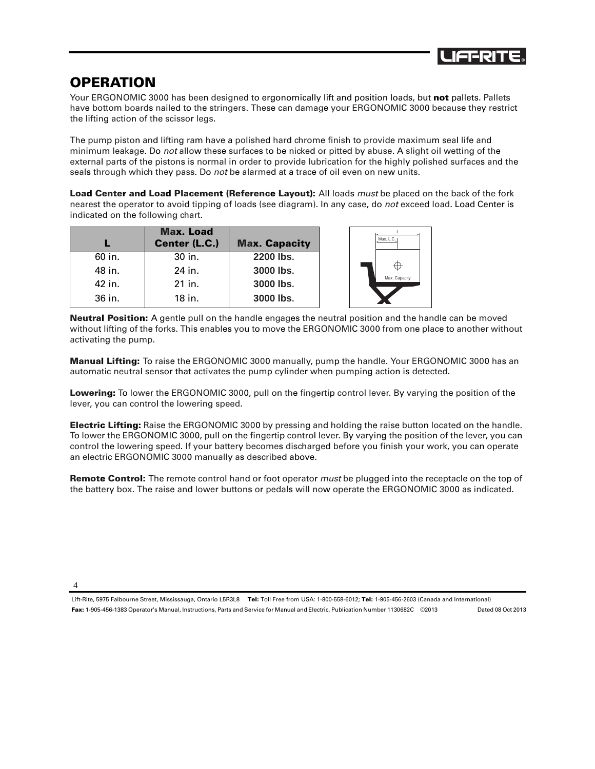## OPERATION

Your ERGONOMIC 3000 has been designed to ergonomically lift and position loads, but **not** pallets. Pallets have bottom boards nailed to the stringers. These can damage your ERGONOMIC 3000 because they restrict the lifting action of the scissor legs.

The pump piston and lifting ram have a polished hard chrome finish to provide maximum seal life and minimum leakage. Do *not* allow these surfaces to be nicked or pitted by abuse. A slight oil wetting of the external parts of the pistons is normal in order to provide lubrication for the highly polished surfaces and the seals through which they pass. Do *not* be alarmed at a trace of oil even on new units.

**Load Center and Load Placement (Reference Layout):** All loads *must* be placed on the back of the fork nearest the operator to avoid tipping of loads (see diagram). In any case, do *not* exceed load. Load Center is indicated on the following chart.

| L | Max. Load Center (L.C.) | Max. Capacity |
|---|---|---|
| 60 in. | 30 in. | **2200 lbs**. |
| 48 in. | 24 in. | **3000 lbs**. |
| 42 in. | 21 in. | **3000 lbs**. |
| 36 in. | 18 in. | **3000 lbs**. |

**Neutral Position:** A gentle pull on the handle engages the neutral position and the handle can be moved without lifting of the forks. This enables you to move the ERGONOMIC 3000 from one place to another without activating the pump.

**Manual Lifting:** To raise the ERGONOMIC 3000 manually, pump the handle. Your ERGONOMIC 3000 has an automatic neutral sensor that activates the pump cylinder when pumping action is detected.

**Lowering:** To lower the ERGONOMIC 3000, pull on the fingertip control lever. By varying the position of the lever, you can control the lowering speed.

**Electric Lifting:** Raise the ERGONOMIC 3000 by pressing and holding the raise button located on the handle. To lower the ERGONOMIC 3000, pull on the fingertip control lever. By varying the position of the lever, you can control the lowering speed. If your battery becomes discharged before you finish your work, you can operate an electric ERGONOMIC 3000 manually as described above.

**Remote Control:** The remote control hand or foot operator *must* be plugged into the receptacle on the top of the battery box. The raise and lower buttons or pedals will now operate the ERGONOMIC 3000 as indicated.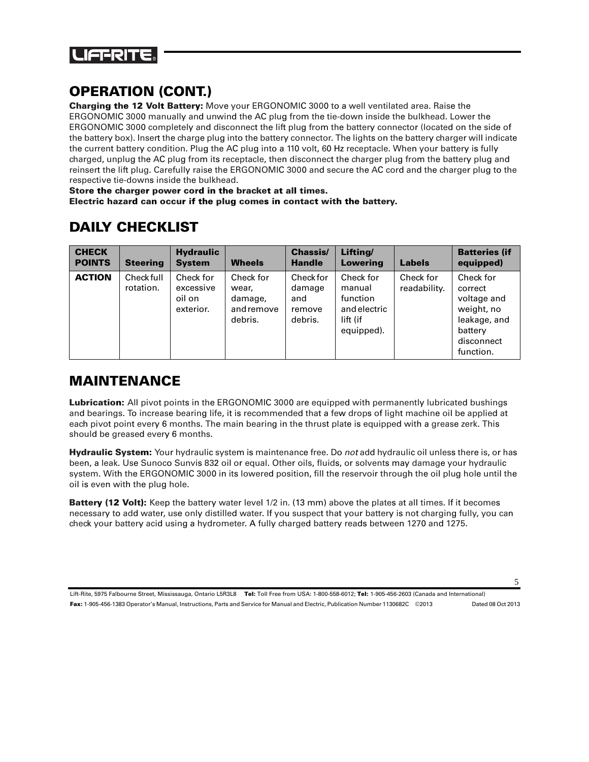## OPERATION (CONT.)

**Charging the 12 Volt Battery:** Move your ERGONOMIC 3000 to a well ventilated area. Raise the ERGONOMIC 3000 manually and unwind the AC plug from the tie-down inside the bulkhead. Lower the ERGONOMIC 3000 completely and disconnect the lift plug from the battery connector (located on the side of the battery box). Insert the charge plug into the battery connector. The lights on the battery charger will indicate the current battery condition. Plug the AC plug into a 110 volt, 60 Hz receptacle. When your battery is fully charged, unplug the AC plug from its receptacle, then disconnect the charger plug from the battery plug and reinsert the lift plug. Carefully raise the ERGONOMIC 3000 and secure the AC cord and the charger plug to the respective tie-downs inside the bulkhead.

**Store the charger power cord in the bracket at all times.**
**Electric hazard can occur if the plug comes in contact with the battery.**

## DAILY CHECKLIST

| CHECK POINTS | Steering | Hydraulic System | Wheels | Chassis/ Handle | Lifting/ Lowering | Labels | Batteries (if equipped) |
|---|---|---|---|---|---|---|---|
| **ACTION** | Check full rotation. | Check for excessive oil on exterior. | Check for wear, damage, and remove debris. | Check for damage and remove debris. | Check for manual function and electric lift (if equipped). | Check for readability. | Check for correct voltage and weight, no leakage, and battery disconnect function. |

## MAINTENANCE

**Lubrication:** All pivot points in the ERGONOMIC 3000 are equipped with permanently lubricated bushings and bearings. To increase bearing life, it is recommended that a few drops of light machine oil be applied at each pivot point every 6 months. The main bearing in the thrust plate is equipped with a grease zerk. This should be greased every 6 months.

**Hydraulic System:** Your hydraulic system is maintenance free. Do *not* add hydraulic oil unless there is, or has been, a leak. Use Sunoco Sunvis 832 oil or equal. Other oils, fluids, or solvents may damage your hydraulic system. With the ERGONOMIC 3000 in its lowered position, fill the reservoir through the oil plug hole until the oil is even with the plug hole.

**Battery (12 Volt):** Keep the battery water level 1/2 in. (13 mm) above the plates at all times. If it becomes necessary to add water, use only distilled water. If you suspect that your battery is not charging fully, you can check your battery acid using a hydrometer. A fully charged battery reads between 1270 and 1275.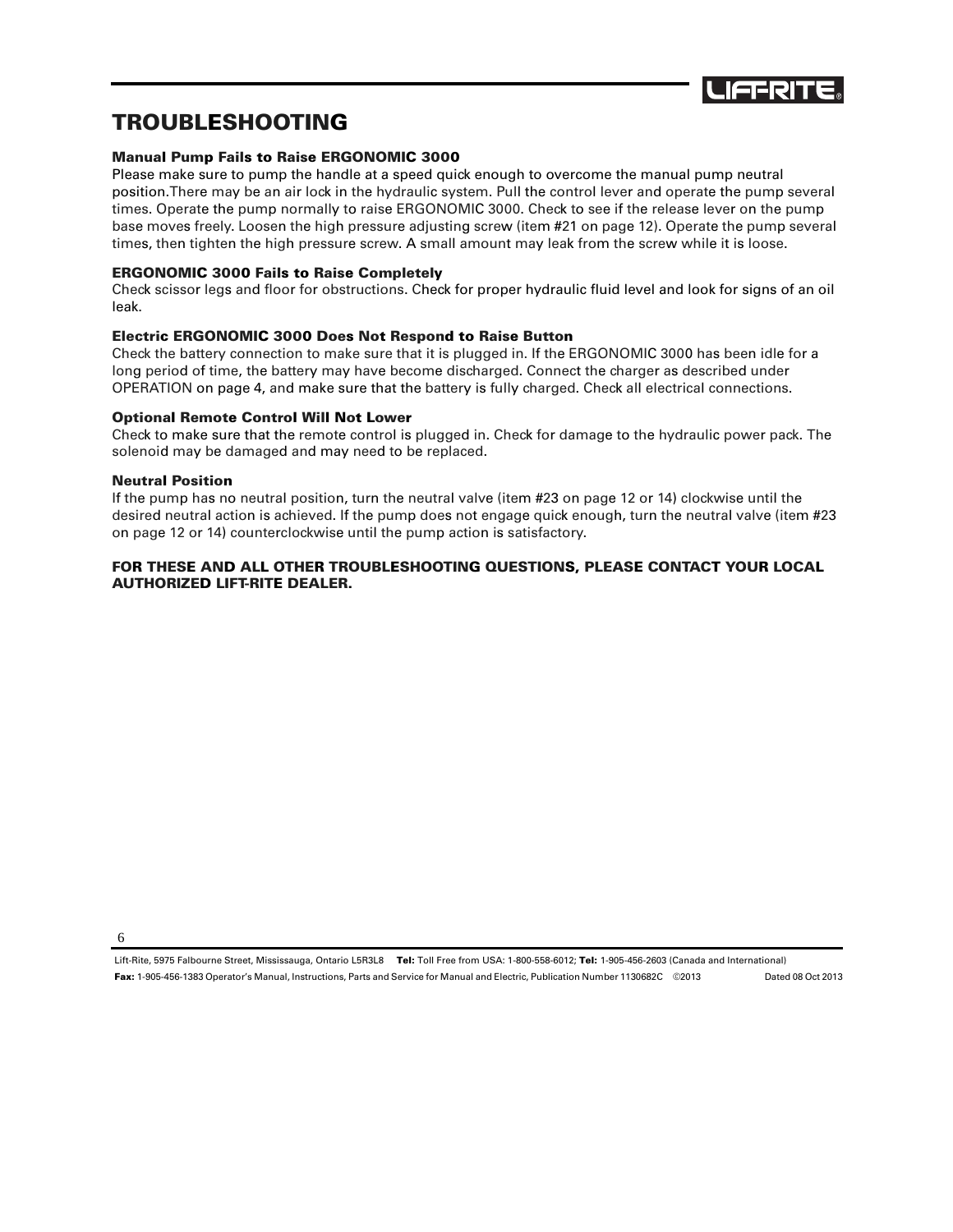# TROUBLESHOOTING

### Manual Pump Fails to Raise ERGONOMIC 3000

Please make sure to pump the handle at a speed quick enough to overcome the manual pump neutral position.There may be an air lock in the hydraulic system. Pull the control lever and operate the pump several times. Operate the pump normally to raise ERGONOMIC 3000. Check to see if the release lever on the pump base moves freely. Loosen the high pressure adjusting screw (item #21 on page 12). Operate the pump several times, then tighten the high pressure screw. A small amount may leak from the screw while it is loose.

### ERGONOMIC 3000 Fails to Raise Completely

Check scissor legs and floor for obstructions. Check for proper hydraulic fluid level and look for signs of an oil leak.

### Electric ERGONOMIC 3000 Does Not Respond to Raise Button

Check the battery connection to make sure that it is plugged in. If the ERGONOMIC 3000 has been idle for a long period of time, the battery may have become discharged. Connect the charger as described under OPERATION on page 4, and make sure that the battery is fully charged. Check all electrical connections.

### Optional Remote Control Will Not Lower

Check to make sure that the remote control is plugged in. Check for damage to the hydraulic power pack. The solenoid may be damaged and may need to be replaced.

### Neutral Position

If the pump has no neutral position, turn the neutral valve (item #23 on page 12 or 14) clockwise until the desired neutral action is achieved. If the pump does not engage quick enough, turn the neutral valve (item #23 on page 12 or 14) counterclockwise until the pump action is satisfactory.

**FOR THESE AND ALL OTHER TROUBLESHOOTING QUESTIONS, PLEASE CONTACT YOUR LOCAL AUTHORIZED LIFT-RITE DEALER.**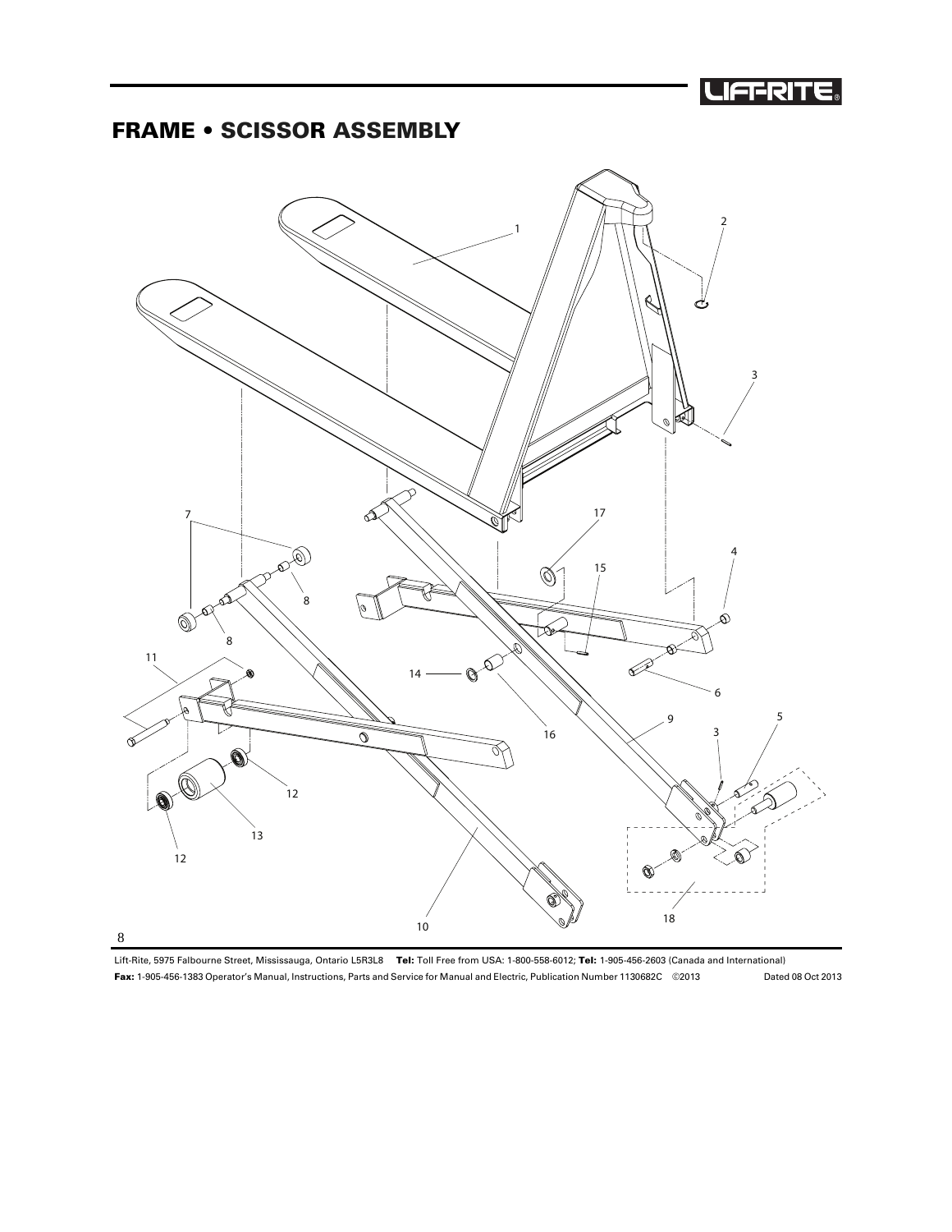# FRAME • SCISSOR ASSEMBLY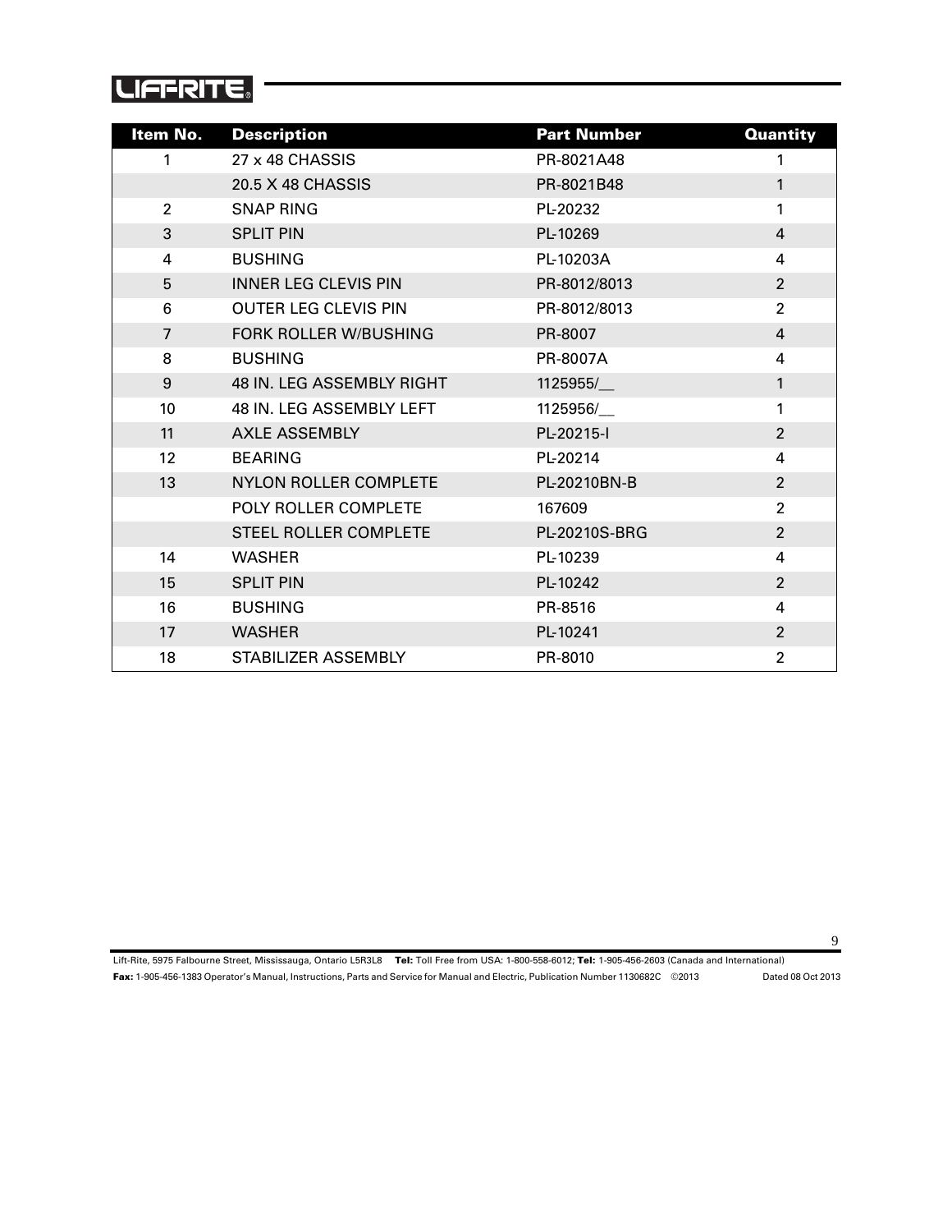| Item No. | Description | Part Number | Quantity |
|---|---|---|---|
| 1 | 27 x 48 CHASSIS | PR-8021A48 | 1 |
| | 20.5 X 48 CHASSIS | PR-8021B48 | 1 |
| 2 | SNAP RING | PL-20232 | 1 |
| 3 | SPLIT PIN | PL-10269 | 4 |
| 4 | BUSHING | PL-10203A | 4 |
| 5 | INNER LEG CLEVIS PIN | PR-8012/8013 | 2 |
| 6 | OUTER LEG CLEVIS PIN | PR-8012/8013 | 2 |
| 7 | FORK ROLLER W/BUSHING | PR-8007 | 4 |
| 8 | BUSHING | PR-8007A | 4 |
| 9 | 48 IN. LEG ASSEMBLY RIGHT | 1125955/__ | 1 |
| 10 | 48 IN. LEG ASSEMBLY LEFT | 1125956/__ | 1 |
| 11 | AXLE ASSEMBLY | PL-20215-I | 2 |
| 12 | BEARING | PL-20214 | 4 |
| 13 | NYLON ROLLER COMPLETE | PL-20210BN-B | 2 |
| | POLY ROLLER COMPLETE | 167609 | 2 |
| | STEEL ROLLER COMPLETE | PL-20210S-BRG | 2 |
| 14 | WASHER | PL-10239 | 4 |
| 15 | SPLIT PIN | PL-10242 | 2 |
| 16 | BUSHING | PR-8516 | 4 |
| 17 | WASHER | PL-10241 | 2 |
| 18 | STABILIZER ASSEMBLY | PR-8010 | 2 |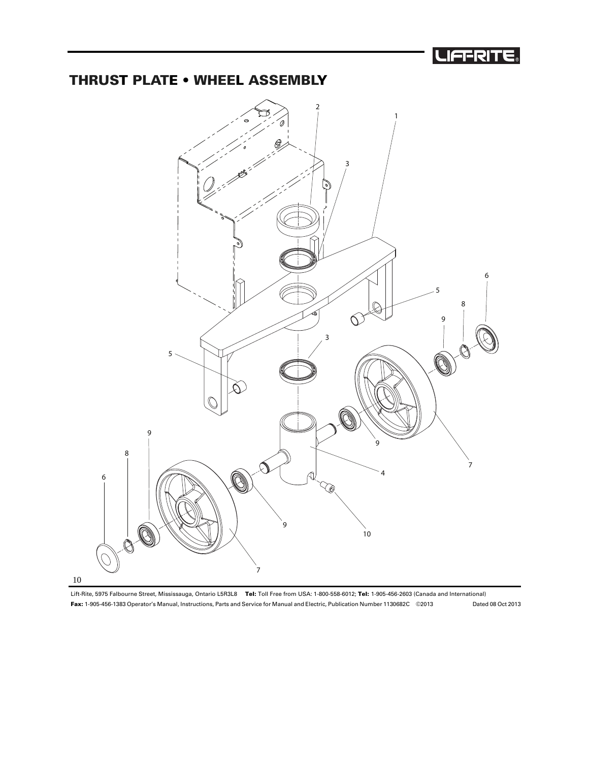# THRUST PLATE • WHEEL ASSEMBLY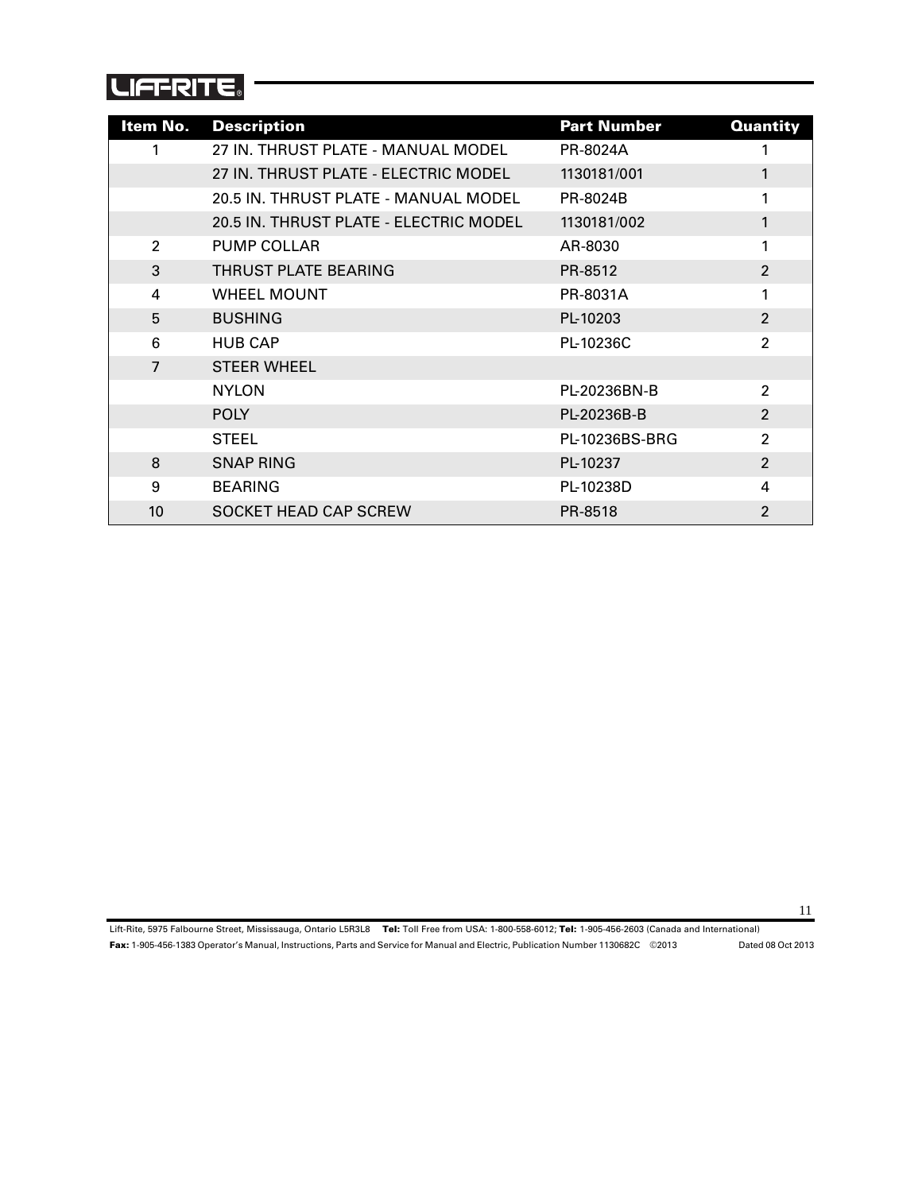| Item No. | Description | Part Number | Quantity |
|---|---|---|---|
| 1 | 27 IN. THRUST PLATE - MANUAL MODEL | PR-8024A | 1 |
| | 27 IN. THRUST PLATE - ELECTRIC MODEL | 1130181/001 | 1 |
| | 20.5 IN. THRUST PLATE - MANUAL MODEL | PR-8024B | 1 |
| | 20.5 IN. THRUST PLATE - ELECTRIC MODEL | 1130181/002 | 1 |
| 2 | PUMP COLLAR | AR-8030 | 1 |
| 3 | THRUST PLATE BEARING | PR-8512 | 2 |
| 4 | WHEEL MOUNT | PR-8031A | 1 |
| 5 | BUSHING | PL-10203 | 2 |
| 6 | HUB CAP | PL-10236C | 2 |
| 7 | STEER WHEEL | | |
| | NYLON | PL-20236BN-B | 2 |
| | POLY | PL-20236B-B | 2 |
| | STEEL | PL-10236BS-BRG | 2 |
| 8 | SNAP RING | PL-10237 | 2 |
| 9 | BEARING | PL-10238D | 4 |
| 10 | SOCKET HEAD CAP SCREW | PR-8518 | 2 |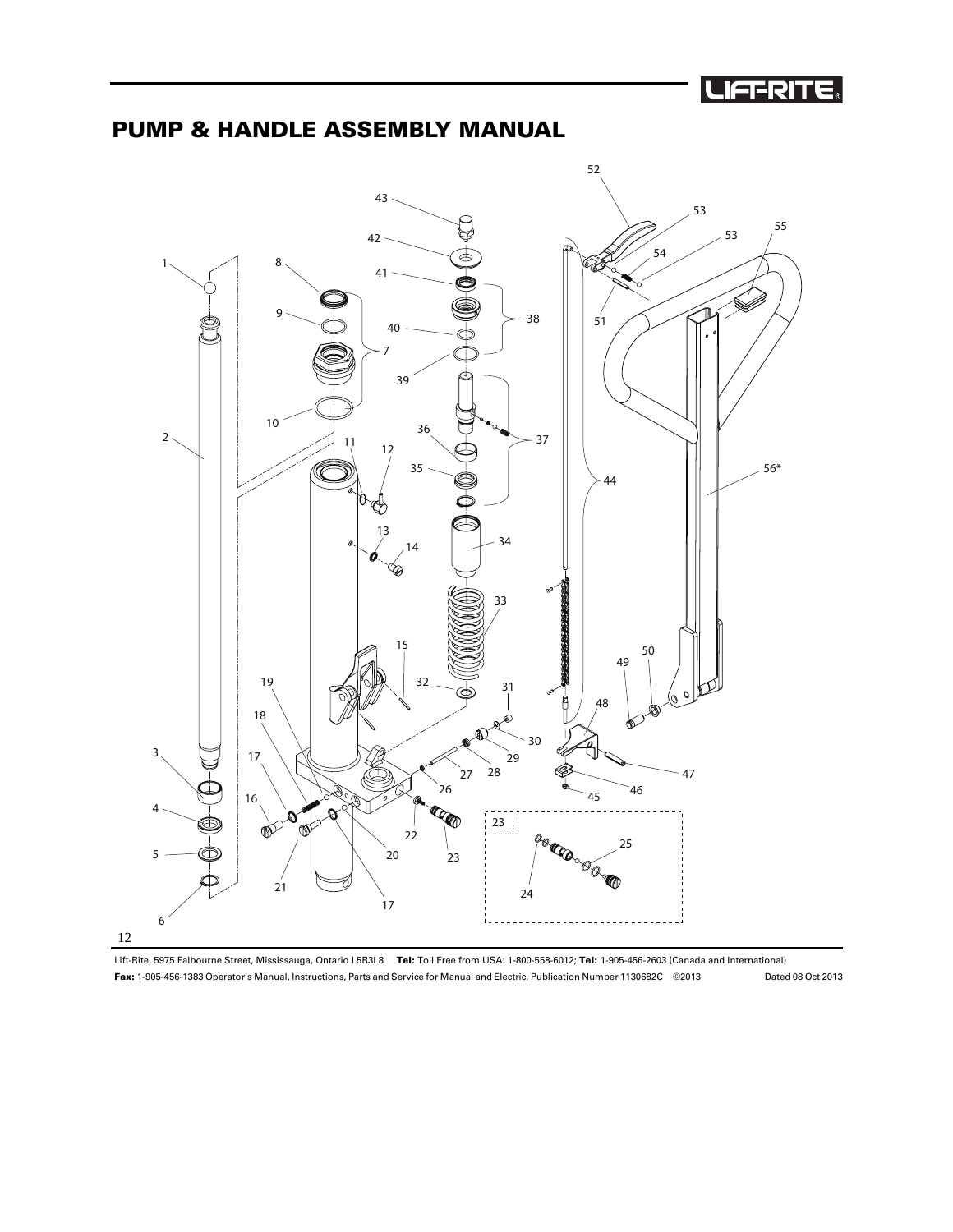# PUMP & HANDLE ASSEMBLY MANUAL

1
2
3
4
5
6
7
8
9
10
11
12
13
14
15
16
17
18
19
20
21
22
23
24
25
26
27
28
29
30
31
32
33
34
35
36
37
38
39
40
41
42
43
44
45
46
47
48
49
50
51
52
53
54
55
56*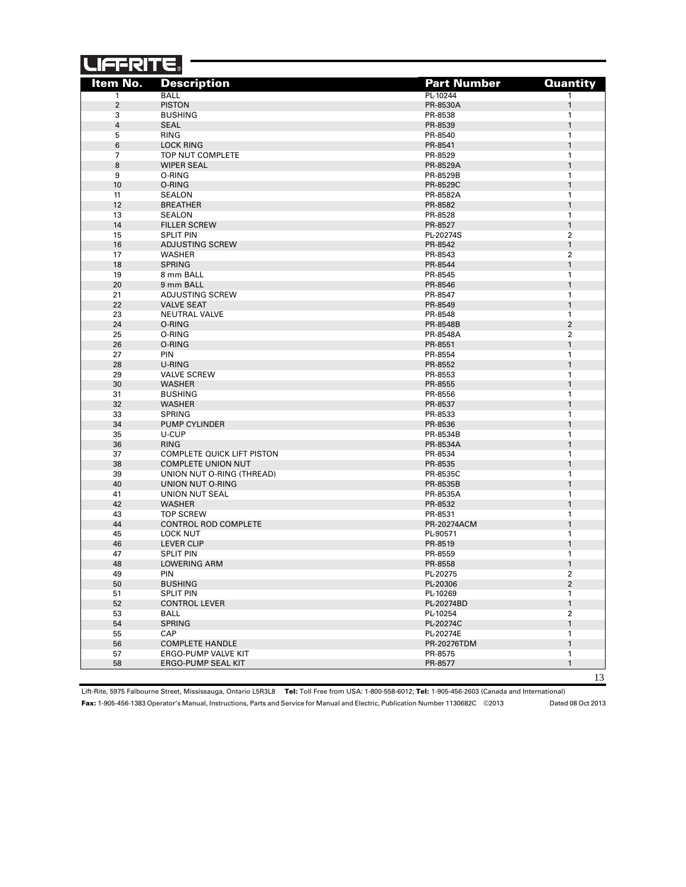| Item No. | Description | Part Number | Quantity |
|---|---|---|---|
| 1 | BALL | PL-10244 | 1 |
| 2 | PISTON | PR-8530A | 1 |
| 3 | BUSHING | PR-8538 | 1 |
| 4 | SEAL | PR-8539 | 1 |
| 5 | RING | PR-8540 | 1 |
| 6 | LOCK RING | PR-8541 | 1 |
| 7 | TOP NUT COMPLETE | PR-8529 | 1 |
| 8 | WIPER SEAL | PR-8529A | 1 |
| 9 | O-RING | PR-8529B | 1 |
| 10 | O-RING | PR-8529C | 1 |
| 11 | SEALON | PR-8582A | 1 |
| 12 | BREATHER | PR-8582 | 1 |
| 13 | SEALON | PR-8528 | 1 |
| 14 | FILLER SCREW | PR-8527 | 1 |
| 15 | SPLIT PIN | PL-20274S | 2 |
| 16 | ADJUSTING SCREW | PR-8542 | 1 |
| 17 | WASHER | PR-8543 | 2 |
| 18 | SPRING | PR-8544 | 1 |
| 19 | 8 mm BALL | PR-8545 | 1 |
| 20 | 9 mm BALL | PR-8546 | 1 |
| 21 | ADJUSTING SCREW | PR-8547 | 1 |
| 22 | VALVE SEAT | PR-8549 | 1 |
| 23 | NEUTRAL VALVE | PR-8548 | 1 |
| 24 | O-RING | PR-8548B | 2 |
| 25 | O-RING | PR-8548A | 2 |
| 26 | O-RING | PR-8551 | 1 |
| 27 | PIN | PR-8554 | 1 |
| 28 | U-RING | PR-8552 | 1 |
| 29 | VALVE SCREW | PR-8553 | 1 |
| 30 | WASHER | PR-8555 | 1 |
| 31 | BUSHING | PR-8556 | 1 |
| 32 | WASHER | PR-8537 | 1 |
| 33 | SPRING | PR-8533 | 1 |
| 34 | PUMP CYLINDER | PR-8536 | 1 |
| 35 | U-CUP | PR-8534B | 1 |
| 36 | RING | PR-8534A | 1 |
| 37 | COMPLETE QUICK LIFT PISTON | PR-8534 | 1 |
| 38 | COMPLETE UNION NUT | PR-8535 | 1 |
| 39 | UNION NUT O-RING (THREAD) | PR-8535C | 1 |
| 40 | UNION NUT O-RING | PR-8535B | 1 |
| 41 | UNION NUT SEAL | PR-8535A | 1 |
| 42 | WASHER | PR-8532 | 1 |
| 43 | TOP SCREW | PR-8531 | 1 |
| 44 | CONTROL ROD COMPLETE | PR-20274ACM | 1 |
| 45 | LOCK NUT | PL-90571 | 1 |
| 46 | LEVER CLIP | PR-8519 | 1 |
| 47 | SPLIT PIN | PR-8559 | 1 |
| 48 | LOWERING ARM | PR-8558 | 1 |
| 49 | PIN | PL-20275 | 2 |
| 50 | BUSHING | PL-20306 | 2 |
| 51 | SPLIT PIN | PL-10269 | 1 |
| 52 | CONTROL LEVER | PL-20274BD | 1 |
| 53 | BALL | PL-10254 | 2 |
| 54 | SPRING | PL-20274C | 1 |
| 55 | CAP | PL-20274E | 1 |
| 56 | COMPLETE HANDLE | PR-20276TDM | 1 |
| 57 | ERGO-PUMP VALVE KIT | PR-8575 | 1 |
| 58 | ERGO-PUMP SEAL KIT | PR-8577 | 1 |

Lift-Rite, 5975 Falbourne Street, Mississauga, Ontario L5R3L8 **Tel:** Toll Free from USA: 1-800-558-6012; **Tel:** 1-905-456-2603 (Canada and International)

**Fax:** 1-905-456-1383 Operator's Manual, Instructions, Parts and Service for Manual and Electric, Publication Number 1130682C ©2013 Dated 08 Oct 2013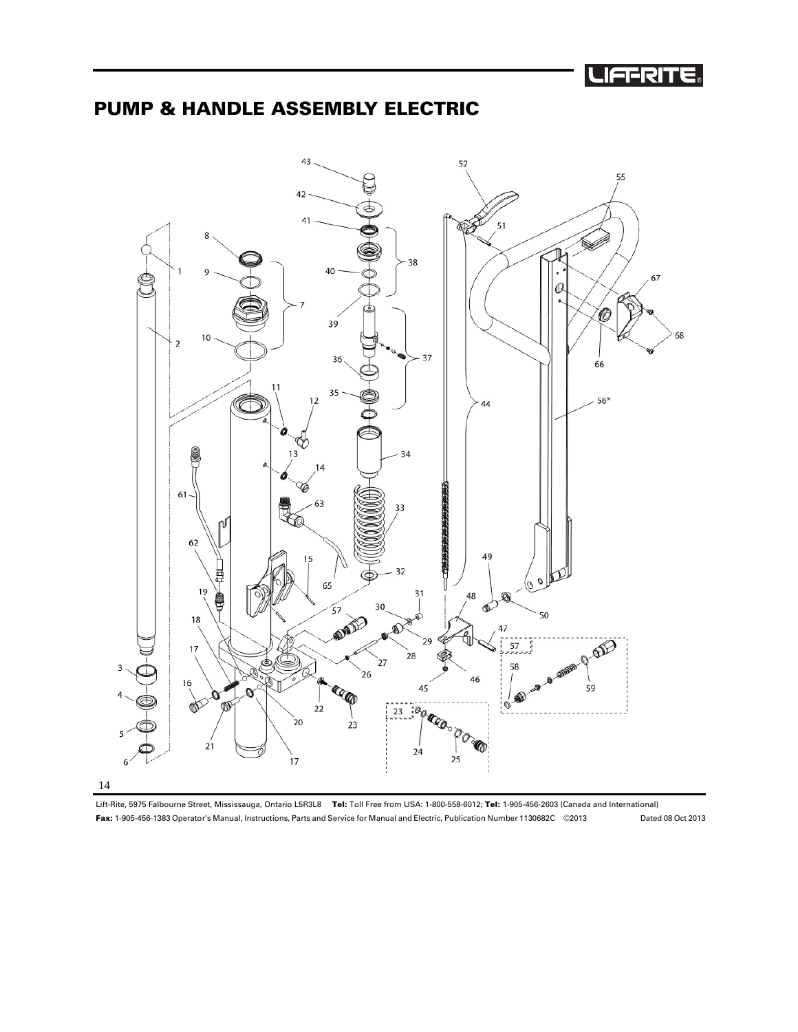# PUMP & HANDLE ASSEMBLY ELECTRIC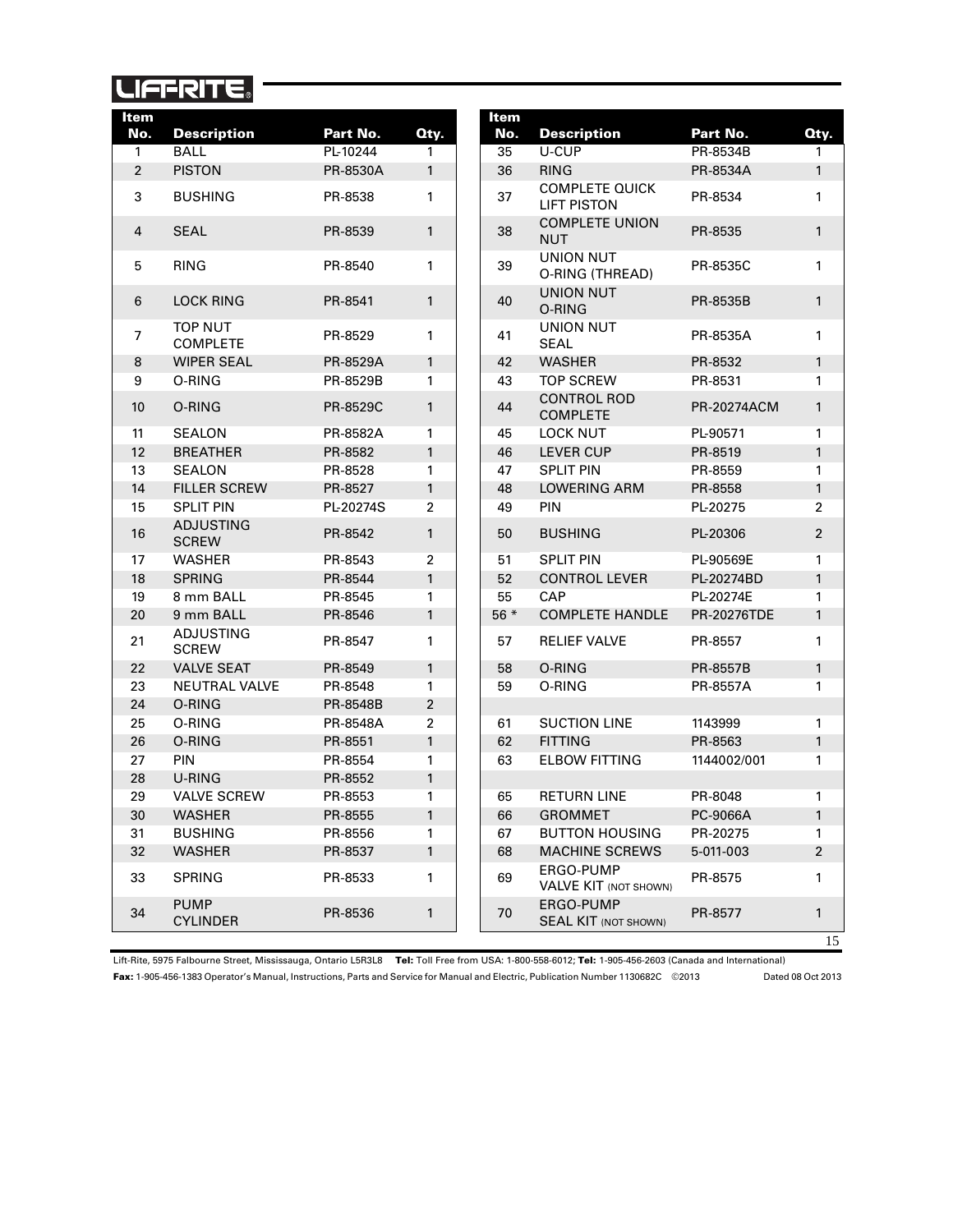| Item No. | Description | Part No. | Qty. |
|---|---|---|---|
| 1 | BALL | PL-10244 | 1 |
| 2 | PISTON | PR-8530A | 1 |
| 3 | BUSHING | PR-8538 | 1 |
| 4 | SEAL | PR-8539 | 1 |
| 5 | RING | PR-8540 | 1 |
| 6 | LOCK RING | PR-8541 | 1 |
| 7 | TOP NUT COMPLETE | PR-8529 | 1 |
| 8 | WIPER SEAL | PR-8529A | 1 |
| 9 | O-RING | PR-8529B | 1 |
| 10 | O-RING | PR-8529C | 1 |
| 11 | SEALON | PR-8582A | 1 |
| 12 | BREATHER | PR-8582 | 1 |
| 13 | SEALON | PR-8528 | 1 |
| 14 | FILLER SCREW | PR-8527 | 1 |
| 15 | SPLIT PIN | PL-20274S | 2 |
| 16 | ADJUSTING SCREW | PR-8542 | 1 |
| 17 | WASHER | PR-8543 | 2 |
| 18 | SPRING | PR-8544 | 1 |
| 19 | 8 mm BALL | PR-8545 | 1 |
| 20 | 9 mm BALL | PR-8546 | 1 |
| 21 | ADJUSTING SCREW | PR-8547 | 1 |
| 22 | VALVE SEAT | PR-8549 | 1 |
| 23 | NEUTRAL VALVE | PR-8548 | 1 |
| 24 | O-RING | PR-8548B | 2 |
| 25 | O-RING | PR-8548A | 2 |
| 26 | O-RING | PR-8551 | 1 |
| 27 | PIN | PR-8554 | 1 |
| 28 | U-RING | PR-8552 | 1 |
| 29 | VALVE SCREW | PR-8553 | 1 |
| 30 | WASHER | PR-8555 | 1 |
| 31 | BUSHING | PR-8556 | 1 |
| 32 | WASHER | PR-8537 | 1 |
| 33 | SPRING | PR-8533 | 1 |
| 34 | PUMP CYLINDER | PR-8536 | 1 |
| 35 | U-CUP | PR-8534B | 1 |
| 36 | RING | PR-8534A | 1 |
| 37 | COMPLETE QUICK LIFT PISTON | PR-8534 | 1 |
| 38 | COMPLETE UNION NUT | PR-8535 | 1 |
| 39 | UNION NUT O-RING (THREAD) | PR-8535C | 1 |
| 40 | UNION NUT O-RING | PR-8535B | 1 |
| 41 | UNION NUT SEAL | PR-8535A | 1 |
| 42 | WASHER | PR-8532 | 1 |
| 43 | TOP SCREW | PR-8531 | 1 |
| 44 | CONTROL ROD COMPLETE | PR-20274ACM | 1 |
| 45 | LOCK NUT | PL-90571 | 1 |
| 46 | LEVER CUP | PR-8519 | 1 |
| 47 | SPLIT PIN | PR-8559 | 1 |
| 48 | LOWERING ARM | PR-8558 | 1 |
| 49 | PIN | PL-20275 | 2 |
| 50 | BUSHING | PL-20306 | 2 |
| 51 | SPLIT PIN | PL-90569E | 1 |
| 52 | CONTROL LEVER | PL-20274BD | 1 |
| 55 | CAP | PL-20274E | 1 |
| 56 * | COMPLETE HANDLE | PR-20276TDE | 1 |
| 57 | RELIEF VALVE | PR-8557 | 1 |
| 58 | O-RING | PR-8557B | 1 |
| 59 | O-RING | PR-8557A | 1 |
| | | | |
| 61 | SUCTION LINE | 1143999 | 1 |
| 62 | FITTING | PR-8563 | 1 |
| 63 | ELBOW FITTING | 1144002/001 | 1 |
| | | | |
| 65 | RETURN LINE | PR-8048 | 1 |
| 66 | GROMMET | PC-9066A | 1 |
| 67 | BUTTON HOUSING | PR-20275 | 1 |
| 68 | MACHINE SCREWS | 5-011-003 | 2 |
| 69 | ERGO-PUMP VALVE KIT (NOT SHOWN) | PR-8575 | 1 |
| 70 | ERGO-PUMP SEAL KIT (NOT SHOWN) | PR-8577 | 1 |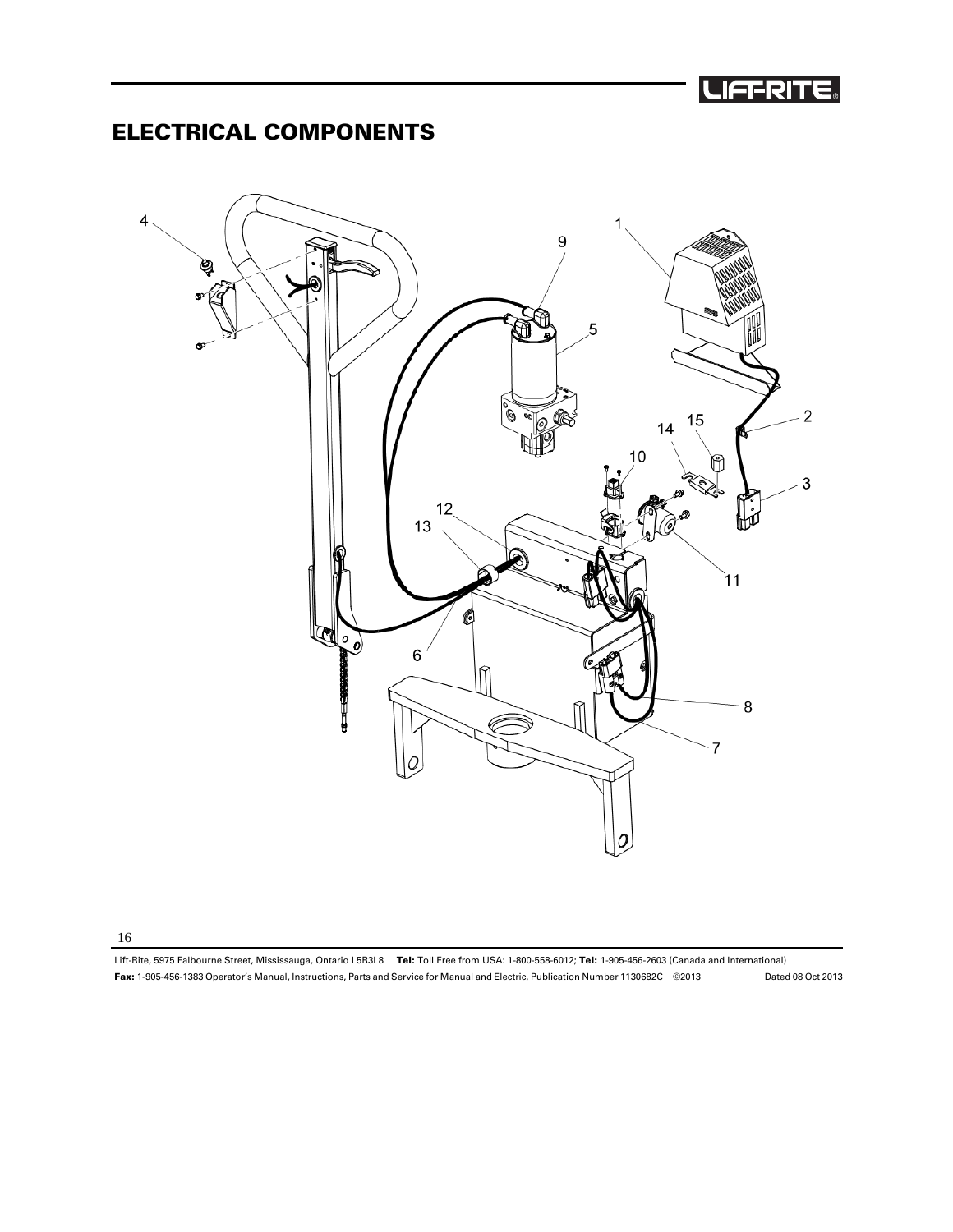# ELECTRICAL COMPONENTS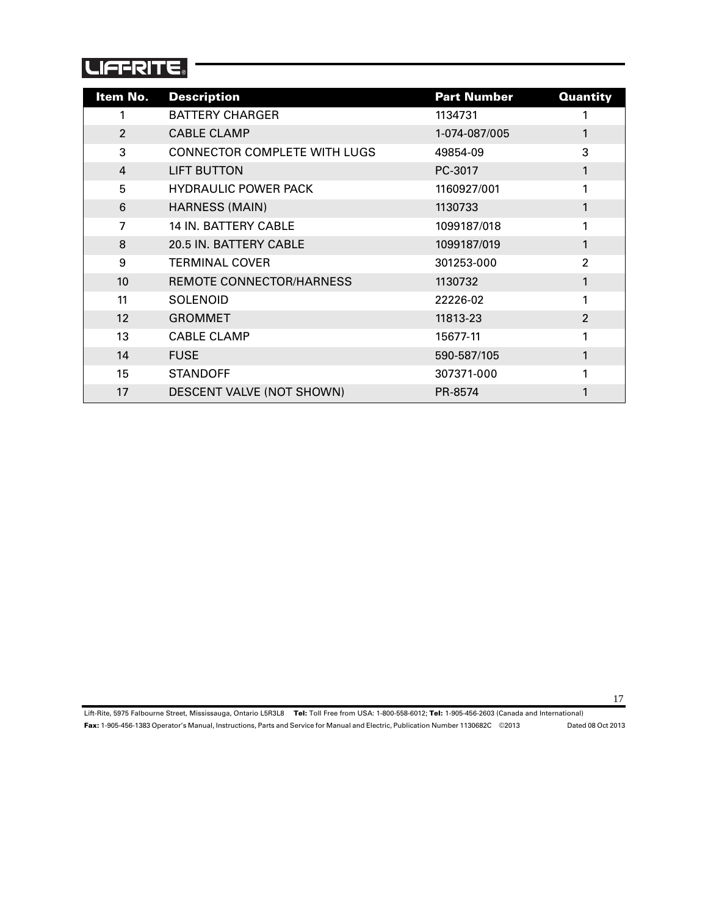| Item No. | Description | Part Number | Quantity |
|---|---|---|---|
| 1 | BATTERY CHARGER | 1134731 | 1 |
| 2 | CABLE CLAMP | 1-074-087/005 | 1 |
| 3 | CONNECTOR COMPLETE WITH LUGS | 49854-09 | 3 |
| 4 | LIFT BUTTON | PC-3017 | 1 |
| 5 | HYDRAULIC POWER PACK | 1160927/001 | 1 |
| 6 | HARNESS (MAIN) | 1130733 | 1 |
| 7 | 14 IN. BATTERY CABLE | 1099187/018 | 1 |
| 8 | 20.5 IN. BATTERY CABLE | 1099187/019 | 1 |
| 9 | TERMINAL COVER | 301253-000 | 2 |
| 10 | REMOTE CONNECTOR/HARNESS | 1130732 | 1 |
| 11 | SOLENOID | 22226-02 | 1 |
| 12 | GROMMET | 11813-23 | 2 |
| 13 | CABLE CLAMP | 15677-11 | 1 |
| 14 | FUSE | 590-587/105 | 1 |
| 15 | STANDOFF | 307371-000 | 1 |
| 17 | DESCENT VALVE (NOT SHOWN) | PR-8574 | 1 |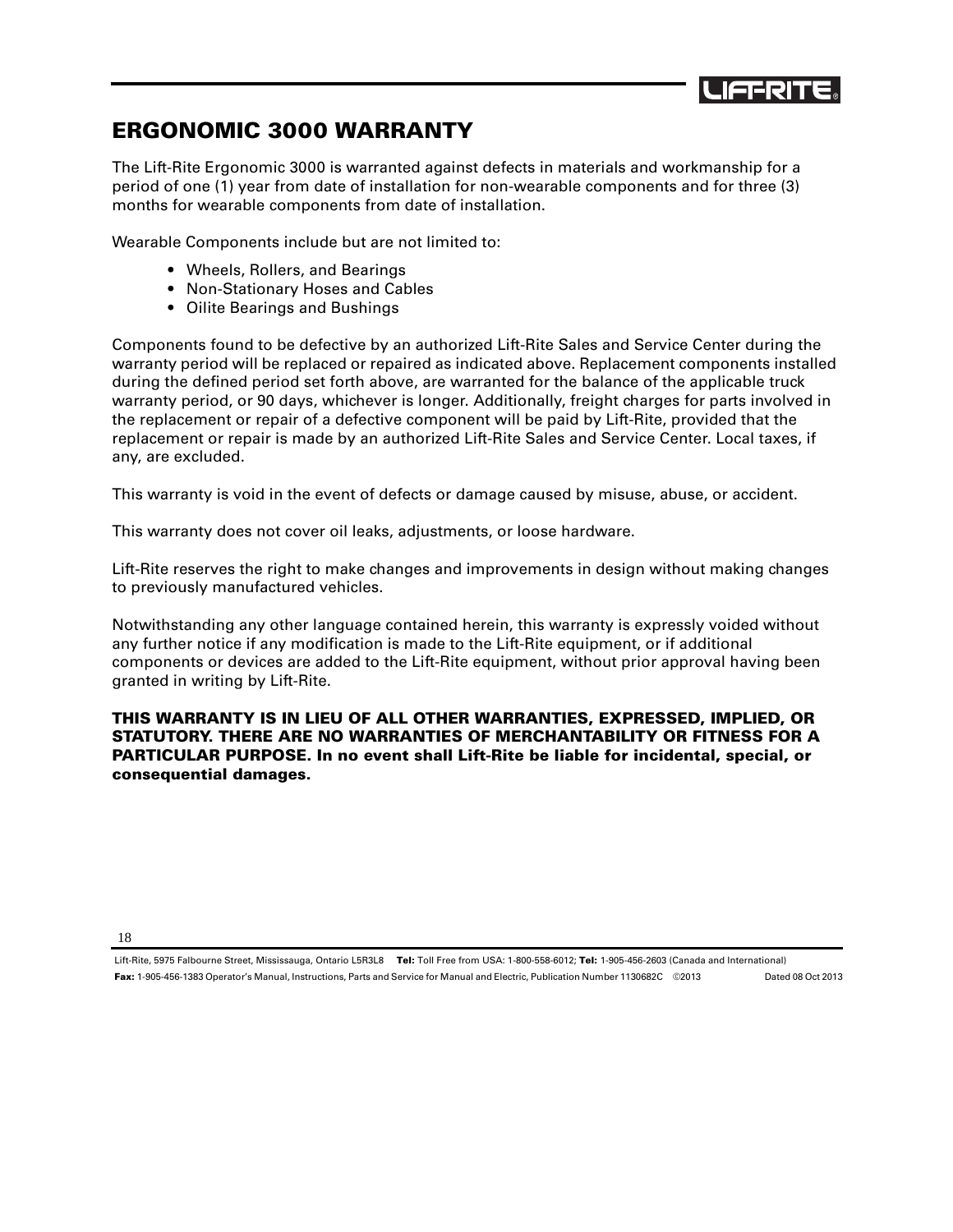# ERGONOMIC 3000 WARRANTY

The Lift-Rite Ergonomic 3000 is warranted against defects in materials and workmanship for a period of one (1) year from date of installation for non-wearable components and for three (3) months for wearable components from date of installation.

Wearable Components include but are not limited to:

- Wheels, Rollers, and Bearings
- Non-Stationary Hoses and Cables
- Oilite Bearings and Bushings

Components found to be defective by an authorized Lift-Rite Sales and Service Center during the warranty period will be replaced or repaired as indicated above. Replacement components installed during the defined period set forth above, are warranted for the balance of the applicable truck warranty period, or 90 days, whichever is longer. Additionally, freight charges for parts involved in the replacement or repair of a defective component will be paid by Lift-Rite, provided that the replacement or repair is made by an authorized Lift-Rite Sales and Service Center. Local taxes, if any, are excluded.

This warranty is void in the event of defects or damage caused by misuse, abuse, or accident.

This warranty does not cover oil leaks, adjustments, or loose hardware.

Lift-Rite reserves the right to make changes and improvements in design without making changes to previously manufactured vehicles.

Notwithstanding any other language contained herein, this warranty is expressly voided without any further notice if any modification is made to the Lift-Rite equipment, or if additional components or devices are added to the Lift-Rite equipment, without prior approval having been granted in writing by Lift-Rite.

**THIS WARRANTY IS IN LIEU OF ALL OTHER WARRANTIES, EXPRESSED, IMPLIED, OR STATUTORY. THERE ARE NO WARRANTIES OF MERCHANTABILITY OR FITNESS FOR A PARTICULAR PURPOSE. In no event shall Lift-Rite be liable for incidental, special, or consequential damages.**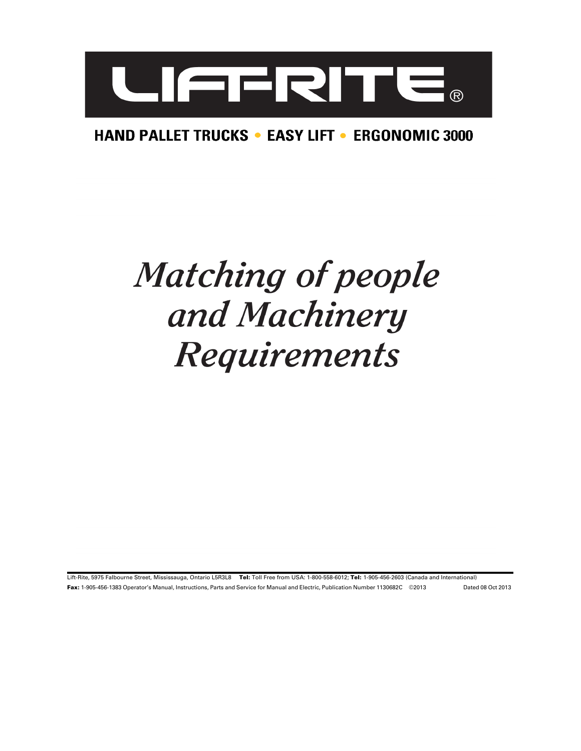# LIFT-RITE®

**HAND PALLET TRUCKS • EASY LIFT • ERGONOMIC 3000**

*Matching of people and Machinery Requirements*

Lift-Rite, 5975 Falbourne Street, Mississauga, Ontario L5R3L8 **Tel:** Toll Free from USA: 1-800-558-6012; **Tel:** 1-905-456-2603 (Canada and International)
**Fax:** 1-905-456-1383 Operator's Manual, Instructions, Parts and Service for Manual and Electric, Publication Number 1130682C ©2013 Dated 08 Oct 2013